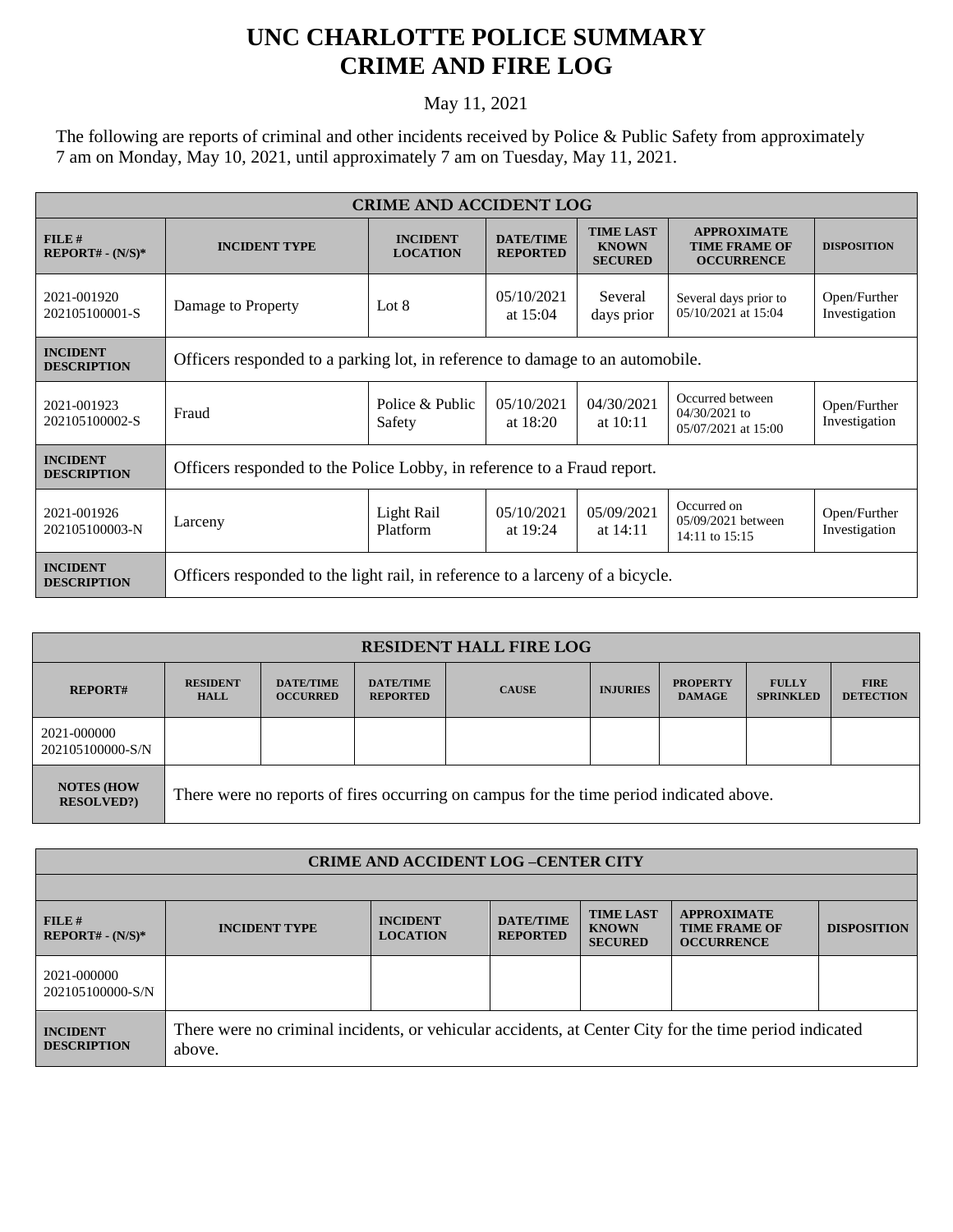# UNC CHARLOTTE POLICE SUMMARY
# CRIME AND FIRE LOG

May 11, 2021

The following are reports of criminal and other incidents received by Police & Public Safety from approximately 7 am on Monday, May 10, 2021, until approximately 7 am on Tuesday, May 11, 2021.

| CRIME AND ACCIDENT LOG | | | | | | |
|---|---|---|---|---|---|---|
| **FILE # REPORT# - (N/S)*** | **INCIDENT TYPE** | **INCIDENT LOCATION** | **DATE/TIME REPORTED** | **TIME LAST KNOWN SECURED** | **APPROXIMATE TIME FRAME OF OCCURRENCE** | **DISPOSITION** |
| 2021-001920 202105100001-S | Damage to Property | Lot 8 | 05/10/2021 at 15:04 | Several days prior | Several days prior to 05/10/2021 at 15:04 | Open/Further Investigation |
| **INCIDENT DESCRIPTION** | Officers responded to a parking lot, in reference to damage to an automobile. | | | | | |
| 2021-001923 202105100002-S | Fraud | Police & Public Safety | 05/10/2021 at 18:20 | 04/30/2021 at 10:11 | Occurred between 04/30/2021 to 05/07/2021 at 15:00 | Open/Further Investigation |
| **INCIDENT DESCRIPTION** | Officers responded to the Police Lobby, in reference to a Fraud report. | | | | | |
| 2021-001926 202105100003-N | Larceny | Light Rail Platform | 05/10/2021 at 19:24 | 05/09/2021 at 14:11 | Occurred on 05/09/2021 between 14:11 to 15:15 | Open/Further Investigation |
| **INCIDENT DESCRIPTION** | Officers responded to the light rail, in reference to a larceny of a bicycle. | | | | | |

| RESIDENT HALL FIRE LOG | | | | | | | | |
|---|---|---|---|---|---|---|---|---|
| **REPORT#** | **RESIDENT HALL** | **DATE/TIME OCCURRED** | **DATE/TIME REPORTED** | **CAUSE** | **INJURIES** | **PROPERTY DAMAGE** | **FULLY SPRINKLED** | **FIRE DETECTION** |
| 2021-000000 202105100000-S/N | | | | | | | | |
| **NOTES (HOW RESOLVED?)** | There were no reports of fires occurring on campus for the time period indicated above. | | | | | | | |

| CRIME AND ACCIDENT LOG –CENTER CITY | | | | | | |
|---|---|---|---|---|---|---|
| **FILE # REPORT# - (N/S)*** | **INCIDENT TYPE** | **INCIDENT LOCATION** | **DATE/TIME REPORTED** | **TIME LAST KNOWN SECURED** | **APPROXIMATE TIME FRAME OF OCCURRENCE** | **DISPOSITION** |
| 2021-000000 202105100000-S/N | | | | | | |
| **INCIDENT DESCRIPTION** | There were no criminal incidents, or vehicular accidents, at Center City for the time period indicated above. | | | | | |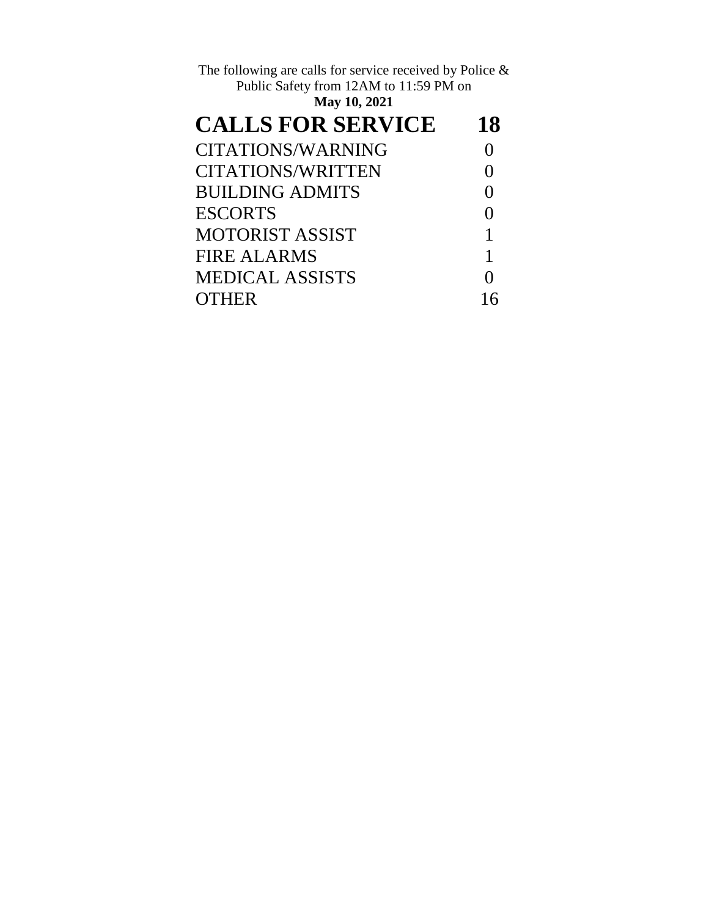The following are calls for service received by Police & Public Safety from 12AM to 11:59 PM on

**May 10, 2021**

| | |
|---|---|
| **CALLS FOR SERVICE** | **18** |
| CITATIONS/WARNING | 0 |
| CITATIONS/WRITTEN | 0 |
| BUILDING ADMITS | 0 |
| ESCORTS | 0 |
| MOTORIST ASSIST | 1 |
| FIRE ALARMS | 1 |
| MEDICAL ASSISTS | 0 |
| OTHER | 16 |